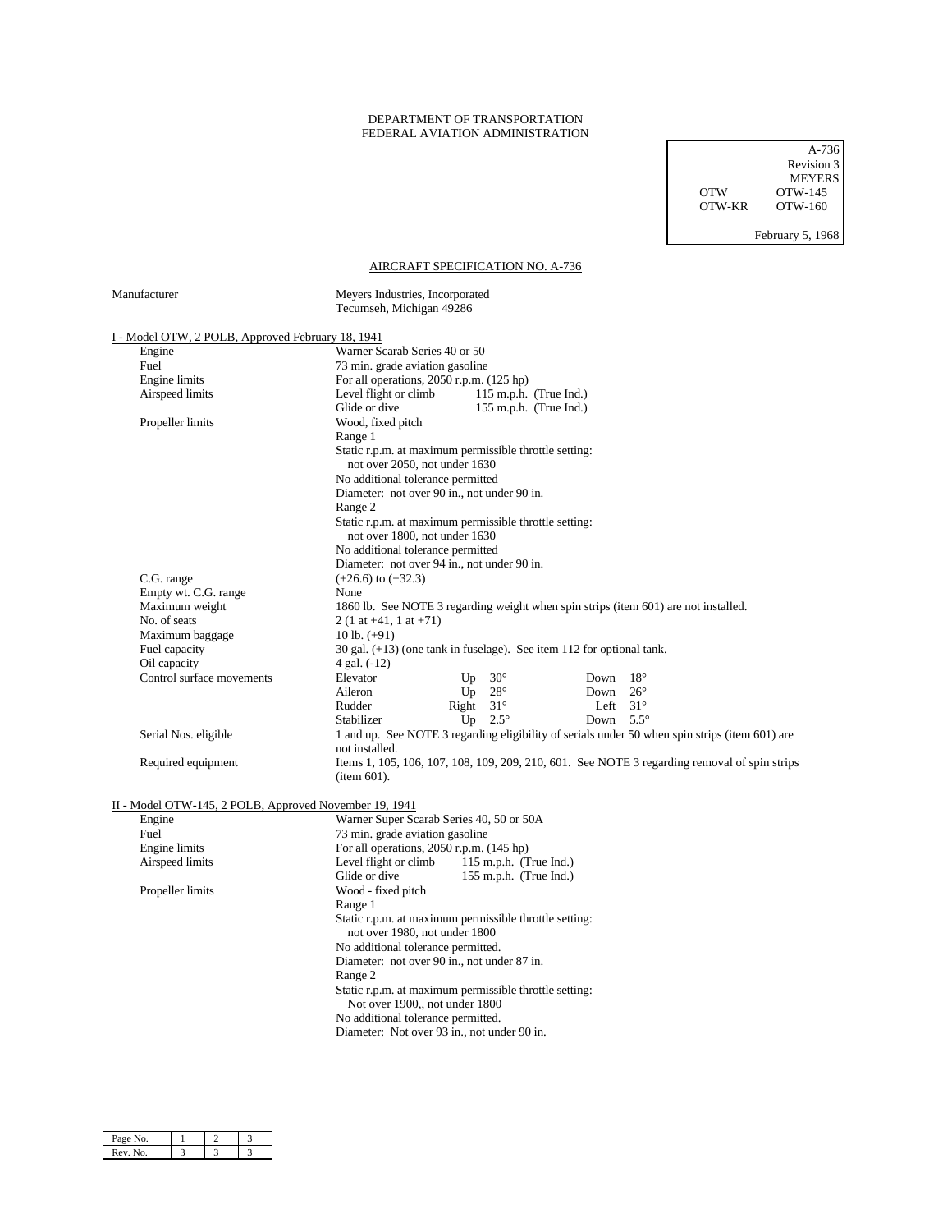DEPARTMENT OF TRANSPORTATION
FEDERAL AVIATION ADMINISTRATION

| | A-736 |
|---|---|
| | Revision 3 |
| | MEYERS |
| OTW | OTW-145 |
| OTW-KR | OTW-160 |
| | February 5, 1968 |

## AIRCRAFT SPECIFICATION NO. A-736

Manufacturer — Meyers Industries, Incorporated
Tecumseh, Michigan 49286

### I - Model OTW, 2 POLB, Approved February 18, 1941

| | |
|---|---|
| Engine | Warner Scarab Series 40 or 50 |
| Fuel | 73 min. grade aviation gasoline |
| Engine limits | For all operations, 2050 r.p.m. (125 hp) |
| Airspeed limits | Level flight or climb 115 m.p.h. (True Ind.)<br>Glide or dive 155 m.p.h. (True Ind.) |
| Propeller limits | Wood, fixed pitch<br>Range 1<br>Static r.p.m. at maximum permissible throttle setting:<br>not over 2050, not under 1630<br>No additional tolerance permitted<br>Diameter: not over 90 in., not under 90 in.<br>Range 2<br>Static r.p.m. at maximum permissible throttle setting:<br>not over 1800, not under 1630<br>No additional tolerance permitted<br>Diameter: not over 94 in., not under 90 in. |
| C.G. range | (+26.6) to (+32.3) |
| Empty wt. C.G. range | None |
| Maximum weight | 1860 lb. See NOTE 3 regarding weight when spin strips (item 601) are not installed. |
| No. of seats | 2 (1 at +41, 1 at +71) |
| Maximum baggage | 10 lb. (+91) |
| Fuel capacity | 30 gal. (+13) (one tank in fuselage). See item 112 for optional tank. |
| Oil capacity | 4 gal. (-12) |

Control surface movements

| | | | | |
|---|---|---|---|---|
| Elevator | Up | 30° | Down | 18° |
| Aileron | Up | 28° | Down | 26° |
| Rudder | Right | 31° | Left | 31° |
| Stabilizer | Up | 2.5° | Down | 5.5° |

| | |
|---|---|
| Serial Nos. eligible | 1 and up. See NOTE 3 regarding eligibility of serials under 50 when spin strips (item 601) are not installed. |
| Required equipment | Items 1, 105, 106, 107, 108, 109, 209, 210, 601. See NOTE 3 regarding removal of spin strips (item 601). |

### II - Model OTW-145, 2 POLB, Approved November 19, 1941

| | |
|---|---|
| Engine | Warner Super Scarab Series 40, 50 or 50A |
| Fuel | 73 min. grade aviation gasoline |
| Engine limits | For all operations, 2050 r.p.m. (145 hp) |
| Airspeed limits | Level flight or climb 115 m.p.h. (True Ind.)<br>Glide or dive 155 m.p.h. (True Ind.) |
| Propeller limits | Wood - fixed pitch<br>Range 1<br>Static r.p.m. at maximum permissible throttle setting:<br>not over 1980, not under 1800<br>No additional tolerance permitted.<br>Diameter: not over 90 in., not under 87 in.<br>Range 2<br>Static r.p.m. at maximum permissible throttle setting:<br>Not over 1900,, not under 1800<br>No additional tolerance permitted.<br>Diameter: Not over 93 in., not under 90 in. |

| Page No. | 1 | 2 | 3 |
|---|---|---|---|
| Rev. No. | 3 | 3 | 3 |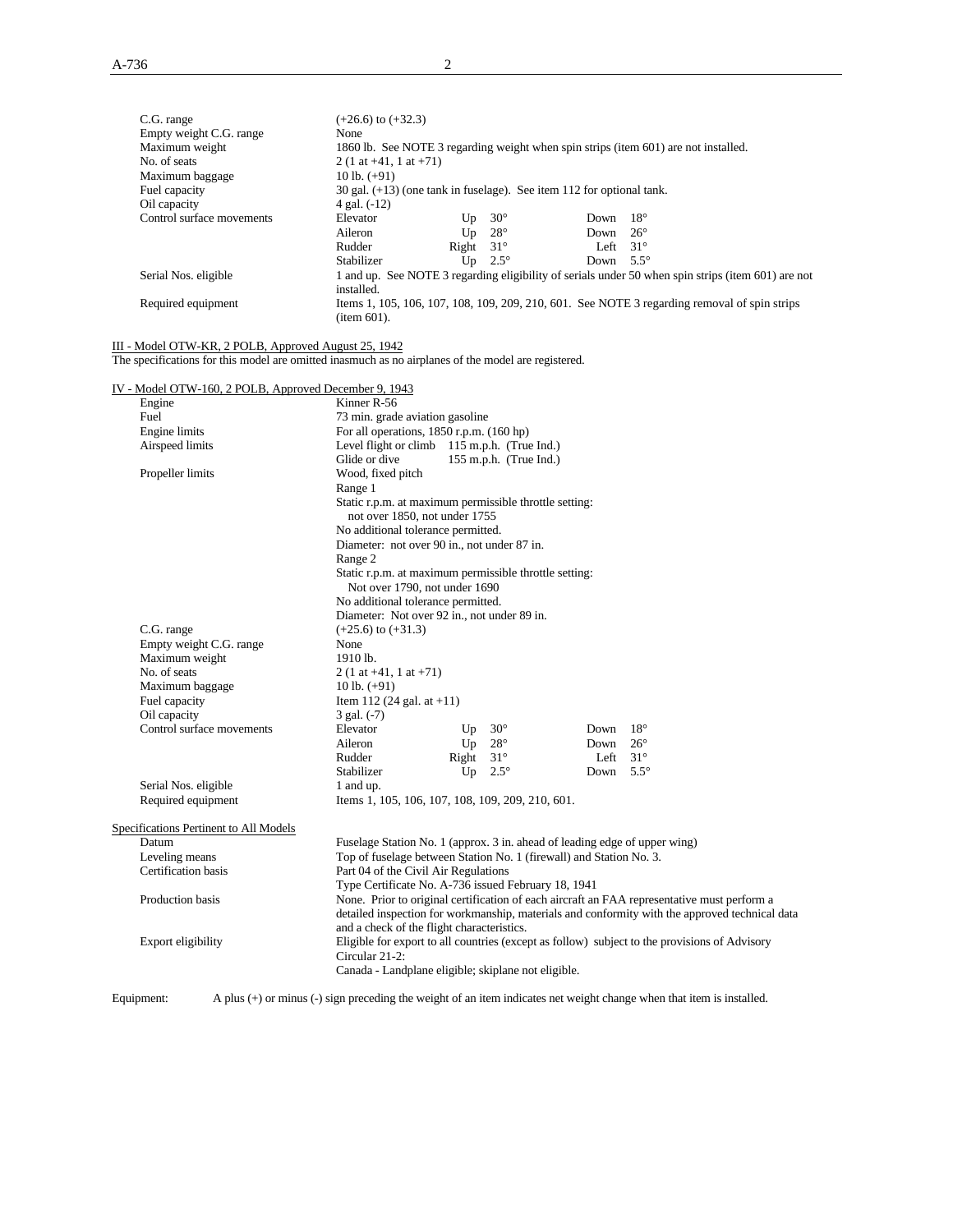| | |
|---|---|
| C.G. range | (+26.6) to (+32.3) |
| Empty weight C.G. range | None |
| Maximum weight | 1860 lb. See NOTE 3 regarding weight when spin strips (item 601) are not installed. |
| No. of seats | 2 (1 at +41, 1 at +71) |
| Maximum baggage | 10 lb. (+91) |
| Fuel capacity | 30 gal. (+13) (one tank in fuselage). See item 112 for optional tank. |
| Oil capacity | 4 gal. (-12) |
| Control surface movements | Elevator Up 30° Down 18°<br>Aileron Up 28° Down 26°<br>Rudder Right 31° Left 31°<br>Stabilizer Up 2.5° Down 5.5° |
| Serial Nos. eligible | 1 and up. See NOTE 3 regarding eligibility of serials under 50 when spin strips (item 601) are not installed. |
| Required equipment | Items 1, 105, 106, 107, 108, 109, 209, 210, 601. See NOTE 3 regarding removal of spin strips (item 601). |

III - Model OTW-KR, 2 POLB, Approved August 25, 1942

The specifications for this model are omitted inasmuch as no airplanes of the model are registered.

IV - Model OTW-160, 2 POLB, Approved December 9, 1943

| | |
|---|---|
| Engine | Kinner R-56 |
| Fuel | 73 min. grade aviation gasoline |
| Engine limits | For all operations, 1850 r.p.m. (160 hp) |
| Airspeed limits | Level flight or climb 115 m.p.h. (True Ind.)<br>Glide or dive 155 m.p.h. (True Ind.) |
| Propeller limits | Wood, fixed pitch<br>Range 1<br>Static r.p.m. at maximum permissible throttle setting:<br>not over 1850, not under 1755<br>No additional tolerance permitted.<br>Diameter: not over 90 in., not under 87 in.<br>Range 2<br>Static r.p.m. at maximum permissible throttle setting:<br>Not over 1790, not under 1690<br>No additional tolerance permitted.<br>Diameter: Not over 92 in., not under 89 in. |
| C.G. range | (+25.6) to (+31.3) |
| Empty weight C.G. range | None |
| Maximum weight | 1910 lb. |
| No. of seats | 2 (1 at +41, 1 at +71) |
| Maximum baggage | 10 lb. (+91) |
| Fuel capacity | Item 112 (24 gal. at +11) |
| Oil capacity | 3 gal. (-7) |
| Control surface movements | Elevator Up 30° Down 18°<br>Aileron Up 28° Down 26°<br>Rudder Right 31° Left 31°<br>Stabilizer Up 2.5° Down 5.5° |
| Serial Nos. eligible | 1 and up. |
| Required equipment | Items 1, 105, 106, 107, 108, 109, 209, 210, 601. |

Specifications Pertinent to All Models

| | |
|---|---|
| Datum | Fuselage Station No. 1 (approx. 3 in. ahead of leading edge of upper wing) |
| Leveling means | Top of fuselage between Station No. 1 (firewall) and Station No. 3. |
| Certification basis | Part 04 of the Civil Air Regulations<br>Type Certificate No. A-736 issued February 18, 1941 |
| Production basis | None. Prior to original certification of each aircraft an FAA representative must perform a detailed inspection for workmanship, materials and conformity with the approved technical data and a check of the flight characteristics. |
| Export eligibility | Eligible for export to all countries (except as follow) subject to the provisions of Advisory Circular 21-2:<br>Canada - Landplane eligible; skiplane not eligible. |

Equipment: A plus (+) or minus (-) sign preceding the weight of an item indicates net weight change when that item is installed.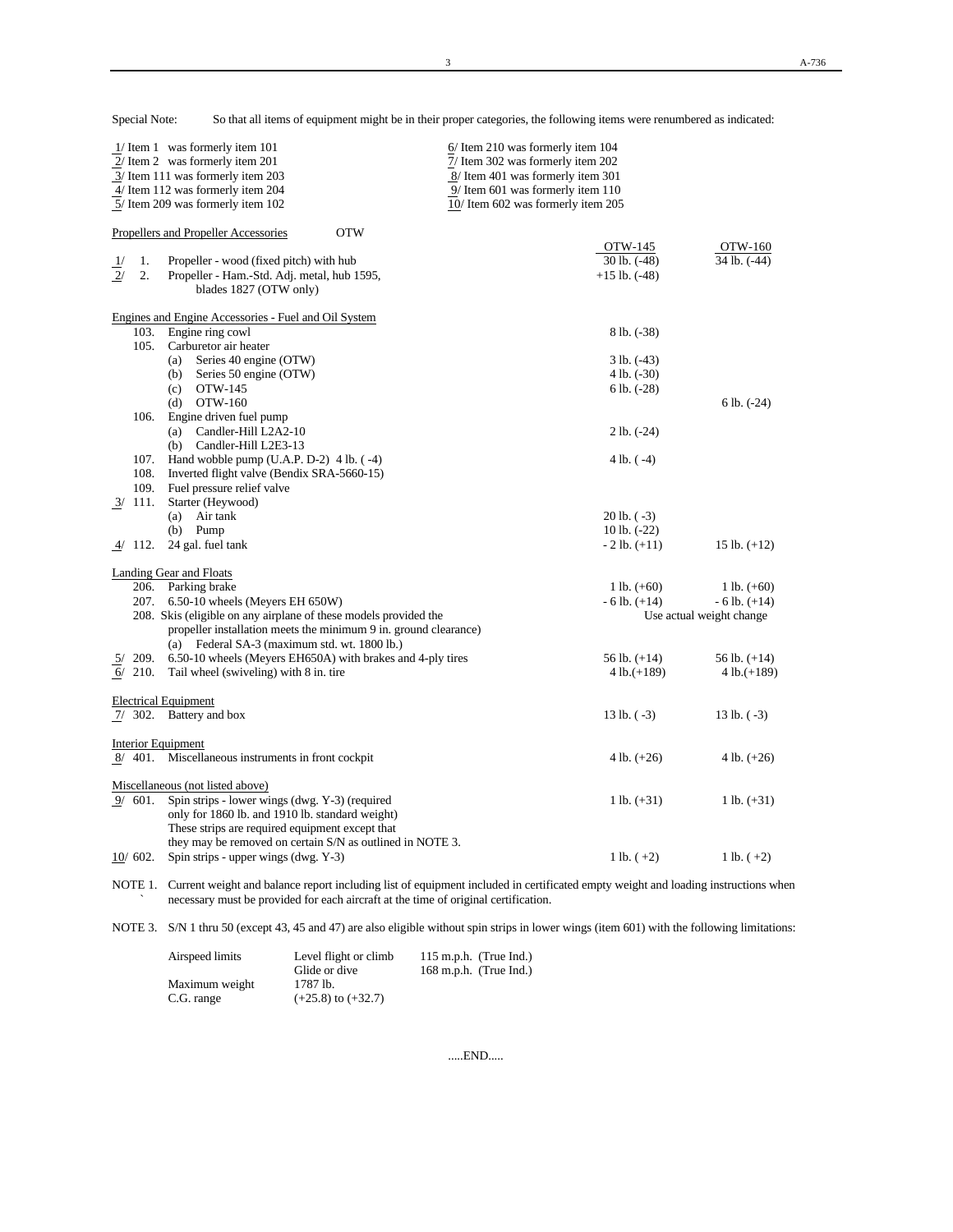Special Note: So that all items of equipment might be in their proper categories, the following items were renumbered as indicated:

1/ Item 1 was formerly item 101
2/ Item 2 was formerly item 201
3/ Item 111 was formerly item 203
4/ Item 112 was formerly item 204
5/ Item 209 was formerly item 102
6/ Item 210 was formerly item 104
7/ Item 302 was formerly item 202
8/ Item 401 was formerly item 301
9/ Item 601 was formerly item 110
10/ Item 602 was formerly item 205

| | | OTW-145 | OTW-160 |
|---|---|---|---|
| **Propellers and Propeller Accessories** OTW | | | |
| 1/ 1. | Propeller - wood (fixed pitch) with hub | 30 lb. (-48) | 34 lb. (-44) |
| 2/ 2. | Propeller - Ham.-Std. Adj. metal, hub 1595, blades 1827 (OTW only) | +15 lb. (-48) | |
| **Engines and Engine Accessories - Fuel and Oil System** | | | |
| 103. | Engine ring cowl | 8 lb. (-38) | |
| 105. | Carburetor air heater | | |
| | (a) Series 40 engine (OTW) | 3 lb. (-43) | |
| | (b) Series 50 engine (OTW) | 4 lb. (-30) | |
| | (c) OTW-145 | 6 lb. (-28) | |
| | (d) OTW-160 | | 6 lb. (-24) |
| 106. | Engine driven fuel pump | | |
| | (a) Candler-Hill L2A2-10 | 2 lb. (-24) | |
| | (b) Candler-Hill L2E3-13 | | |
| 107. | Hand wobble pump (U.A.P. D-2) 4 lb. ( -4) | 4 lb. ( -4) | |
| 108. | Inverted flight valve (Bendix SRA-5660-15) | | |
| 109. | Fuel pressure relief valve | | |
| 3/ 111. | Starter (Heywood) | | |
| | (a) Air tank | 20 lb. ( -3) | |
| | (b) Pump | 10 lb. (-22) | |
| 4/ 112. | 24 gal. fuel tank | - 2 lb. (+11) | 15 lb. (+12) |
| **Landing Gear and Floats** | | | |
| 206. | Parking brake | 1 lb. (+60) | 1 lb. (+60) |
| 207. | 6.50-10 wheels (Meyers EH 650W) | - 6 lb. (+14) | - 6 lb. (+14) |
| 208. | Skis (eligible on any airplane of these models provided the propeller installation meets the minimum 9 in. ground clearance) | Use actual weight change | |
| | (a) Federal SA-3 (maximum std. wt. 1800 lb.) | | |
| 5/ 209. | 6.50-10 wheels (Meyers EH650A) with brakes and 4-ply tires | 56 lb. (+14) | 56 lb. (+14) |
| 6/ 210. | Tail wheel (swiveling) with 8 in. tire | 4 lb.(+189) | 4 lb.(+189) |
| **Electrical Equipment** | | | |
| 7/ 302. | Battery and box | 13 lb. ( -3) | 13 lb. ( -3) |
| **Interior Equipment** | | | |
| 8/ 401. | Miscellaneous instruments in front cockpit | 4 lb. (+26) | 4 lb. (+26) |
| **Miscellaneous (not listed above)** | | | |
| 9/ 601. | Spin strips - lower wings (dwg. Y-3) (required only for 1860 lb. and 1910 lb. standard weight) These strips are required equipment except that they may be removed on certain S/N as outlined in NOTE 3. | 1 lb. (+31) | 1 lb. (+31) |
| 10/ 602. | Spin strips - upper wings (dwg. Y-3) | 1 lb. ( +2) | 1 lb. ( +2) |

NOTE 1. Current weight and balance report including list of equipment included in certificated empty weight and loading instructions when necessary must be provided for each aircraft at the time of original certification.

NOTE 3. S/N 1 thru 50 (except 43, 45 and 47) are also eligible without spin strips in lower wings (item 601) with the following limitations:

| | | |
|---|---|---|
| Airspeed limits | Level flight or climb | 115 m.p.h. (True Ind.) |
| | Glide or dive | 168 m.p.h. (True Ind.) |
| Maximum weight | 1787 lb. | |
| C.G. range | (+25.8) to (+32.7) | |

.....END.....